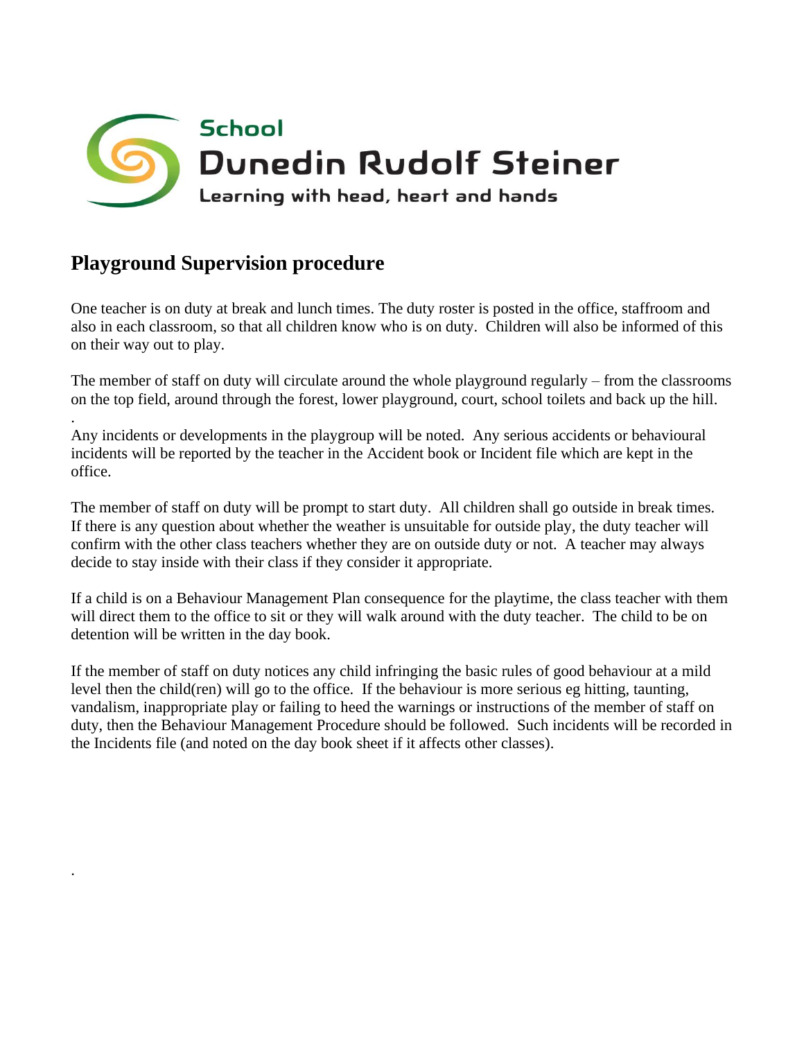School

Dunedin Rudolf Steiner

Learning with head, heart and hands

## Playground Supervision procedure

One teacher is on duty at break and lunch times. The duty roster is posted in the office, staffroom and also in each classroom, so that all children know who is on duty. Children will also be informed of this on their way out to play.

The member of staff on duty will circulate around the whole playground regularly – from the classrooms on the top field, around through the forest, lower playground, court, school toilets and back up the hill.

.

Any incidents or developments in the playgroup will be noted. Any serious accidents or behavioural incidents will be reported by the teacher in the Accident book or Incident file which are kept in the office.

The member of staff on duty will be prompt to start duty. All children shall go outside in break times. If there is any question about whether the weather is unsuitable for outside play, the duty teacher will confirm with the other class teachers whether they are on outside duty or not. A teacher may always decide to stay inside with their class if they consider it appropriate.

If a child is on a Behaviour Management Plan consequence for the playtime, the class teacher with them will direct them to the office to sit or they will walk around with the duty teacher. The child to be on detention will be written in the day book.

If the member of staff on duty notices any child infringing the basic rules of good behaviour at a mild level then the child(ren) will go to the office. If the behaviour is more serious eg hitting, taunting, vandalism, inappropriate play or failing to heed the warnings or instructions of the member of staff on duty, then the Behaviour Management Procedure should be followed. Such incidents will be recorded in the Incidents file (and noted on the day book sheet if it affects other classes).

.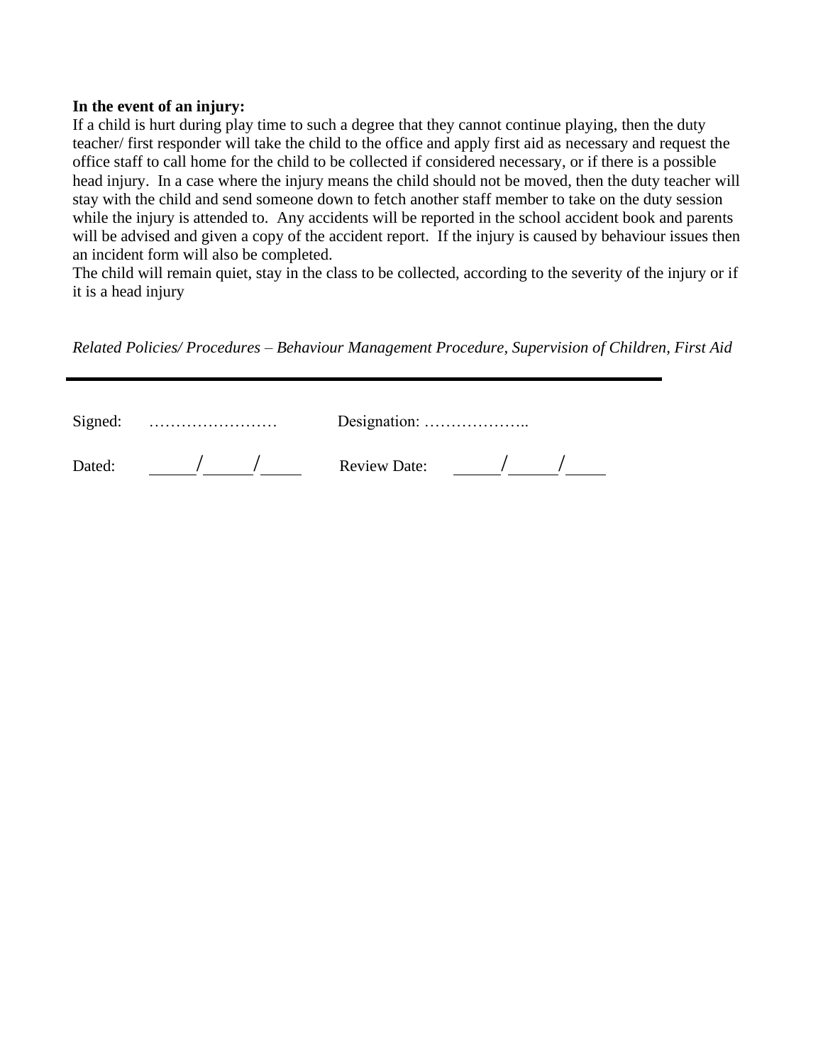**In the event of an injury:**

If a child is hurt during play time to such a degree that they cannot continue playing, then the duty teacher/ first responder will take the child to the office and apply first aid as necessary and request the office staff to call home for the child to be collected if considered necessary, or if there is a possible head injury. In a case where the injury means the child should not be moved, then the duty teacher will stay with the child and send someone down to fetch another staff member to take on the duty session while the injury is attended to. Any accidents will be reported in the school accident book and parents will be advised and given a copy of the accident report. If the injury is caused by behaviour issues then an incident form will also be completed.

The child will remain quiet, stay in the class to be collected, according to the severity of the injury or if it is a head injury

*Related Policies/ Procedures – Behaviour Management Procedure, Supervision of Children, First Aid*

---

Signed: …………………… Designation: ………………..

Dated: ____/____/____ Review Date: ____/____/____